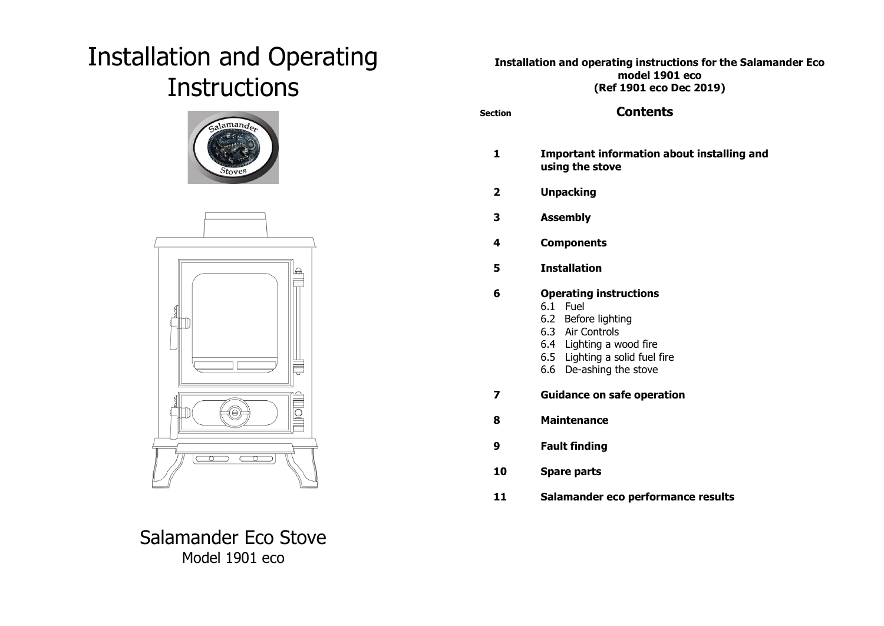# Installation and Operating Instructions

Salamander Eco Stove
Model 1901 eco

**Installation and operating instructions for the Salamander Eco model 1901 eco (Ref 1901 eco Dec 2019)**

| Section | Contents |
|---|---|
| 1 | **Important information about installing and using the stove** |
| 2 | **Unpacking** |
| 3 | **Assembly** |
| 4 | **Components** |
| 5 | **Installation** |
| 6 | **Operating instructions**<br>6.1 Fuel<br>6.2 Before lighting<br>6.3 Air Controls<br>6.4 Lighting a wood fire<br>6.5 Lighting a solid fuel fire<br>6.6 De-ashing the stove |
| 7 | **Guidance on safe operation** |
| 8 | **Maintenance** |
| 9 | **Fault finding** |
| 10 | **Spare parts** |
| 11 | **Salamander eco performance results** |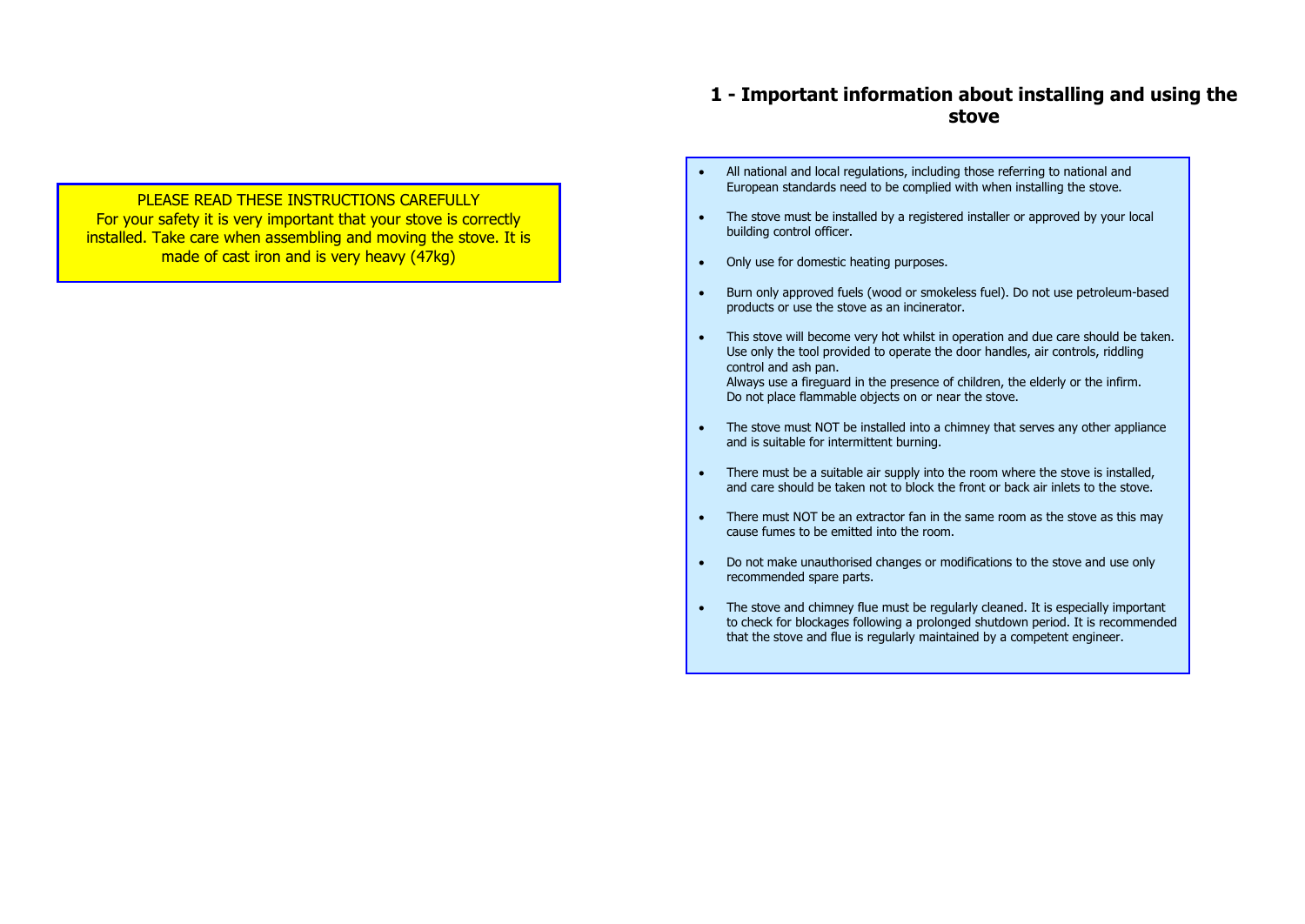PLEASE READ THESE INSTRUCTIONS CAREFULLY
For your safety it is very important that your stove is correctly installed. Take care when assembling and moving the stove. It is made of cast iron and is very heavy (47kg)

## 1 - Important information about installing and using the stove

- All national and local regulations, including those referring to national and European standards need to be complied with when installing the stove.
- The stove must be installed by a registered installer or approved by your local building control officer.
- Only use for domestic heating purposes.
- Burn only approved fuels (wood or smokeless fuel). Do not use petroleum-based products or use the stove as an incinerator.
- This stove will become very hot whilst in operation and due care should be taken. Use only the tool provided to operate the door handles, air controls, riddling control and ash pan.
  Always use a fireguard in the presence of children, the elderly or the infirm.
  Do not place flammable objects on or near the stove.
- The stove must NOT be installed into a chimney that serves any other appliance and is suitable for intermittent burning.
- There must be a suitable air supply into the room where the stove is installed, and care should be taken not to block the front or back air inlets to the stove.
- There must NOT be an extractor fan in the same room as the stove as this may cause fumes to be emitted into the room.
- Do not make unauthorised changes or modifications to the stove and use only recommended spare parts.
- The stove and chimney flue must be regularly cleaned. It is especially important to check for blockages following a prolonged shutdown period. It is recommended that the stove and flue is regularly maintained by a competent engineer.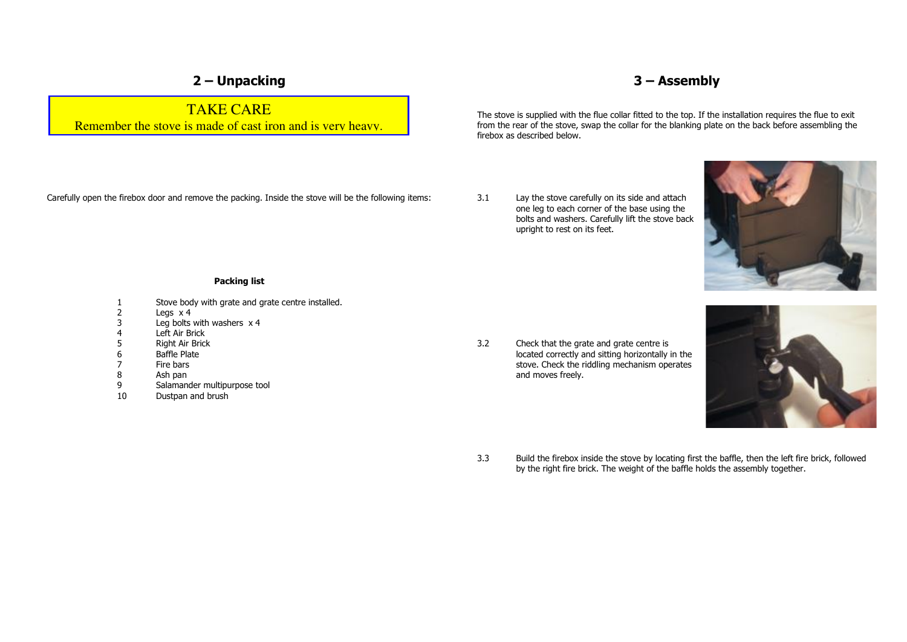## 2 – Unpacking

**TAKE CARE**

Remember the stove is made of cast iron and is very heavy.

Carefully open the firebox door and remove the packing. Inside the stove will be the following items:

**Packing list**

1. Stove body with grate and grate centre installed.
2. Legs x 4
3. Leg bolts with washers x 4
4. Left Air Brick
5. Right Air Brick
6. Baffle Plate
7. Fire bars
8. Ash pan
9. Salamander multipurpose tool
10. Dustpan and brush

## 3 – Assembly

The stove is supplied with the flue collar fitted to the top. If the installation requires the flue to exit from the rear of the stove, swap the collar for the blanking plate on the back before assembling the firebox as described below.

3.1 Lay the stove carefully on its side and attach one leg to each corner of the base using the bolts and washers. Carefully lift the stove back upright to rest on its feet.

3.2 Check that the grate and grate centre is located correctly and sitting horizontally in the stove. Check the riddling mechanism operates and moves freely.

3.3 Build the firebox inside the stove by locating first the baffle, then the left fire brick, followed by the right fire brick. The weight of the baffle holds the assembly together.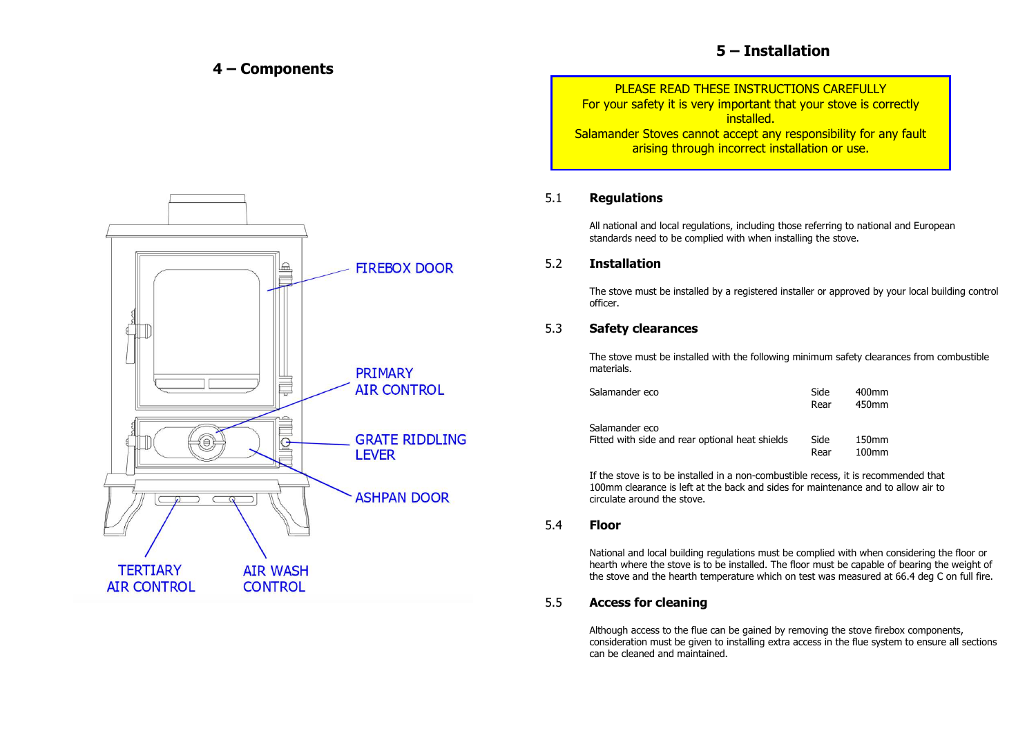## 4 – Components

FIREBOX DOOR

PRIMARY AIR CONTROL

GRATE RIDDLING LEVER

ASHPAN DOOR

TERTIARY AIR CONTROL

AIR WASH CONTROL

## 5 – Installation

PLEASE READ THESE INSTRUCTIONS CAREFULLY
For your safety it is very important that your stove is correctly installed.
Salamander Stoves cannot accept any responsibility for any fault arising through incorrect installation or use.

### 5.1 Regulations

All national and local regulations, including those referring to national and European standards need to be complied with when installing the stove.

### 5.2 Installation

The stove must be installed by a registered installer or approved by your local building control officer.

### 5.3 Safety clearances

The stove must be installed with the following minimum safety clearances from combustible materials.

| | | |
|---|---|---|
| Salamander eco | Side | 400mm |
| | Rear | 450mm |
| Salamander eco<br>Fitted with side and rear optional heat shields | Side | 150mm |
| | Rear | 100mm |

If the stove is to be installed in a non-combustible recess, it is recommended that 100mm clearance is left at the back and sides for maintenance and to allow air to circulate around the stove.

### 5.4 Floor

National and local building regulations must be complied with when considering the floor or hearth where the stove is to be installed. The floor must be capable of bearing the weight of the stove and the hearth temperature which on test was measured at 66.4 deg C on full fire.

### 5.5 Access for cleaning

Although access to the flue can be gained by removing the stove firebox components, consideration must be given to installing extra access in the flue system to ensure all sections can be cleaned and maintained.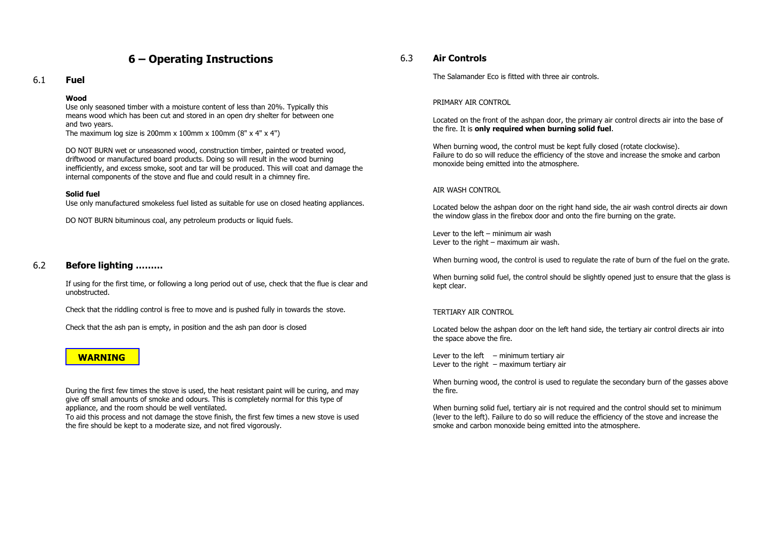# 6 – Operating Instructions

## 6.1 Fuel

**Wood**

Use only seasoned timber with a moisture content of less than 20%. Typically this means wood which has been cut and stored in an open dry shelter for between one and two years.
The maximum log size is 200mm x 100mm x 100mm (8" x 4" x 4")

DO NOT BURN wet or unseasoned wood, construction timber, painted or treated wood, driftwood or manufactured board products. Doing so will result in the wood burning inefficiently, and excess smoke, soot and tar will be produced. This will coat and damage the internal components of the stove and flue and could result in a chimney fire.

**Solid fuel**

Use only manufactured smokeless fuel listed as suitable for use on closed heating appliances.

DO NOT BURN bituminous coal, any petroleum products or liquid fuels.

## 6.2 Before lighting .........

If using for the first time, or following a long period out of use, check that the flue is clear and unobstructed.

Check that the riddling control is free to move and is pushed fully in towards the stove.

Check that the ash pan is empty, in position and the ash pan door is closed

**WARNING**

During the first few times the stove is used, the heat resistant paint will be curing, and may give off small amounts of smoke and odours. This is completely normal for this type of appliance, and the room should be well ventilated.
To aid this process and not damage the stove finish, the first few times a new stove is used the fire should be kept to a moderate size, and not fired vigorously.

## 6.3 Air Controls

The Salamander Eco is fitted with three air controls.

PRIMARY AIR CONTROL

Located on the front of the ashpan door, the primary air control directs air into the base of the fire. It is **only required when burning solid fuel**.

When burning wood, the control must be kept fully closed (rotate clockwise).
Failure to do so will reduce the efficiency of the stove and increase the smoke and carbon monoxide being emitted into the atmosphere.

AIR WASH CONTROL

Located below the ashpan door on the right hand side, the air wash control directs air down the window glass in the firebox door and onto the fire burning on the grate.

Lever to the left – minimum air wash
Lever to the right – maximum air wash.

When burning wood, the control is used to regulate the rate of burn of the fuel on the grate.

When burning solid fuel, the control should be slightly opened just to ensure that the glass is kept clear.

TERTIARY AIR CONTROL

Located below the ashpan door on the left hand side, the tertiary air control directs air into the space above the fire.

Lever to the left – minimum tertiary air
Lever to the right – maximum tertiary air

When burning wood, the control is used to regulate the secondary burn of the gasses above the fire.

When burning solid fuel, tertiary air is not required and the control should set to minimum (lever to the left). Failure to do so will reduce the efficiency of the stove and increase the smoke and carbon monoxide being emitted into the atmosphere.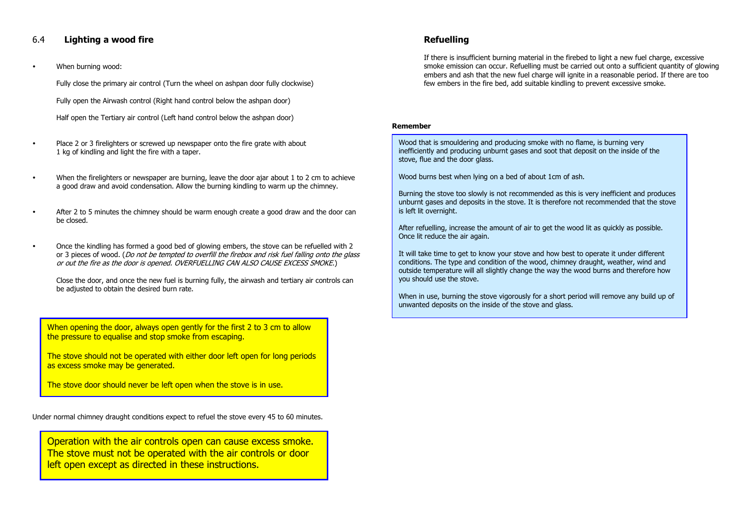## 6.4 Lighting a wood fire

- When burning wood:

  Fully close the primary air control (Turn the wheel on ashpan door fully clockwise)

  Fully open the Airwash control (Right hand control below the ashpan door)

  Half open the Tertiary air control (Left hand control below the ashpan door)

- Place 2 or 3 firelighters or screwed up newspaper onto the fire grate with about 1 kg of kindling and light the fire with a taper.

- When the firelighters or newspaper are burning, leave the door ajar about 1 to 2 cm to achieve a good draw and avoid condensation. Allow the burning kindling to warm up the chimney.

- After 2 to 5 minutes the chimney should be warm enough create a good draw and the door can be closed.

- Once the kindling has formed a good bed of glowing embers, the stove can be refuelled with 2 or 3 pieces of wood. (*Do not be tempted to overfill the firebox and risk fuel falling onto the glass or out the fire as the door is opened. OVERFUELLING CAN ALSO CAUSE EXCESS SMOKE.*)

  Close the door, and once the new fuel is burning fully, the airwash and tertiary air controls can be adjusted to obtain the desired burn rate.

> When opening the door, always open gently for the first 2 to 3 cm to allow the pressure to equalise and stop smoke from escaping.
>
> The stove should not be operated with either door left open for long periods as excess smoke may be generated.
>
> The stove door should never be left open when the stove is in use.

Under normal chimney draught conditions expect to refuel the stove every 45 to 60 minutes.

> Operation with the air controls open can cause excess smoke. The stove must not be operated with the air controls or door left open except as directed in these instructions.

## Refuelling

If there is insufficient burning material in the firebed to light a new fuel charge, excessive smoke emission can occur. Refuelling must be carried out onto a sufficient quantity of glowing embers and ash that the new fuel charge will ignite in a reasonable period. If there are too few embers in the fire bed, add suitable kindling to prevent excessive smoke.

**Remember**

> Wood that is smouldering and producing smoke with no flame, is burning very inefficiently and producing unburnt gases and soot that deposit on the inside of the stove, flue and the door glass.
>
> Wood burns best when lying on a bed of about 1cm of ash.
>
> Burning the stove too slowly is not recommended as this is very inefficient and produces unburnt gases and deposits in the stove. It is therefore not recommended that the stove is left lit overnight.
>
> After refuelling, increase the amount of air to get the wood lit as quickly as possible. Once lit reduce the air again.
>
> It will take time to get to know your stove and how best to operate it under different conditions. The type and condition of the wood, chimney draught, weather, wind and outside temperature will all slightly change the way the wood burns and therefore how you should use the stove.
>
> When in use, burning the stove vigorously for a short period will remove any build up of unwanted deposits on the inside of the stove and glass.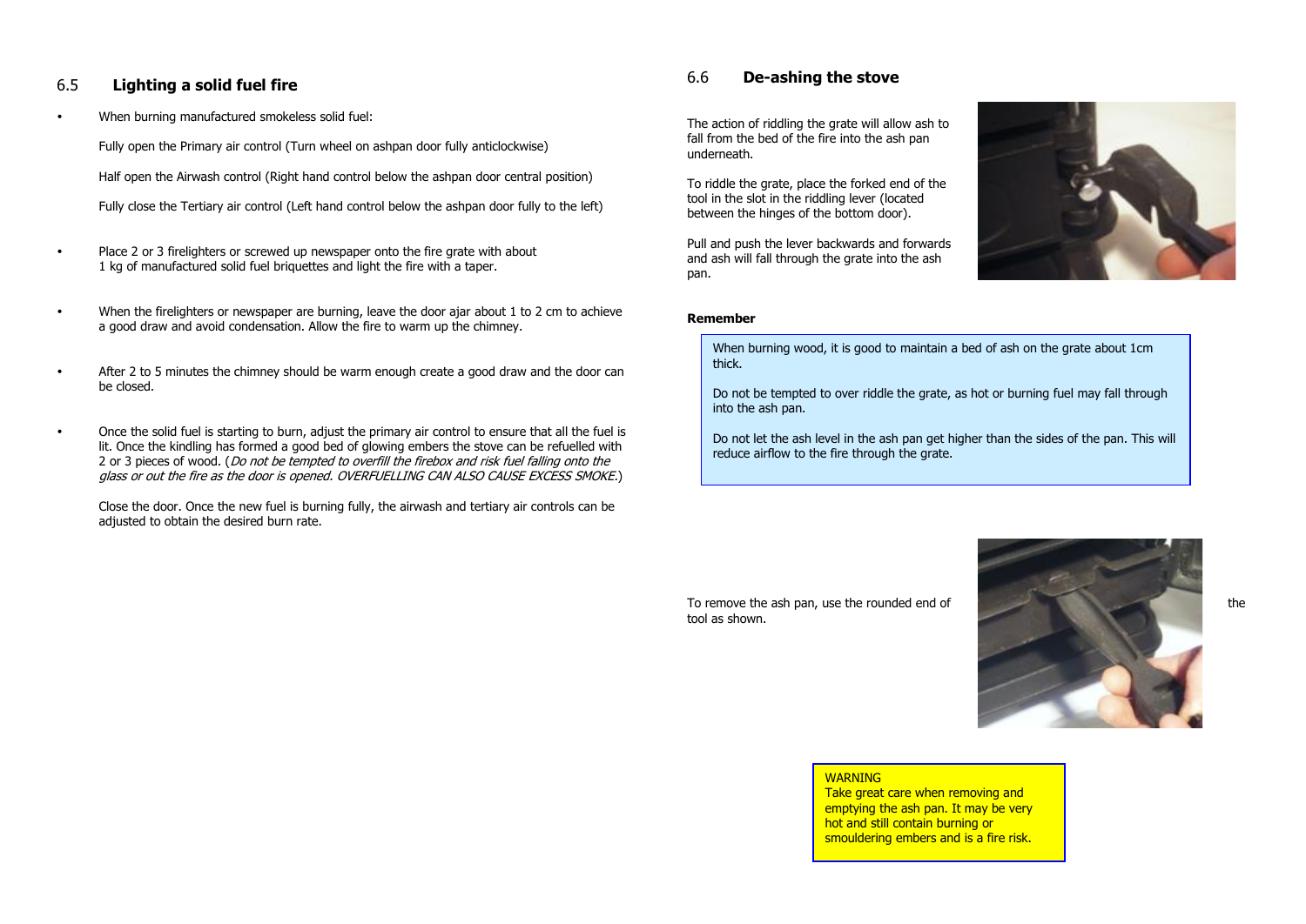## 6.5 Lighting a solid fuel fire

- When burning manufactured smokeless solid fuel:

  Fully open the Primary air control (Turn wheel on ashpan door fully anticlockwise)

  Half open the Airwash control (Right hand control below the ashpan door central position)

  Fully close the Tertiary air control (Left hand control below the ashpan door fully to the left)

- Place 2 or 3 firelighters or screwed up newspaper onto the fire grate with about 1 kg of manufactured solid fuel briquettes and light the fire with a taper.

- When the firelighters or newspaper are burning, leave the door ajar about 1 to 2 cm to achieve a good draw and avoid condensation. Allow the fire to warm up the chimney.

- After 2 to 5 minutes the chimney should be warm enough create a good draw and the door can be closed.

- Once the solid fuel is starting to burn, adjust the primary air control to ensure that all the fuel is lit. Once the kindling has formed a good bed of glowing embers the stove can be refuelled with 2 or 3 pieces of wood. (*Do not be tempted to overfill the firebox and risk fuel falling onto the glass or out the fire as the door is opened. OVERFUELLING CAN ALSO CAUSE EXCESS SMOKE.*)

  Close the door. Once the new fuel is burning fully, the airwash and tertiary air controls can be adjusted to obtain the desired burn rate.

## 6.6 De-ashing the stove

The action of riddling the grate will allow ash to fall from the bed of the fire into the ash pan underneath.

To riddle the grate, place the forked end of the tool in the slot in the riddling lever (located between the hinges of the bottom door).

Pull and push the lever backwards and forwards and ash will fall through the grate into the ash pan.

**Remember**

> When burning wood, it is good to maintain a bed of ash on the grate about 1cm thick.
>
> Do not be tempted to over riddle the grate, as hot or burning fuel may fall through into the ash pan.
>
> Do not let the ash level in the ash pan get higher than the sides of the pan. This will reduce airflow to the fire through the grate.

To remove the ash pan, use the rounded end of the tool as shown.

> WARNING
> Take great care when removing and emptying the ash pan. It may be very hot and still contain burning or smouldering embers and is a fire risk.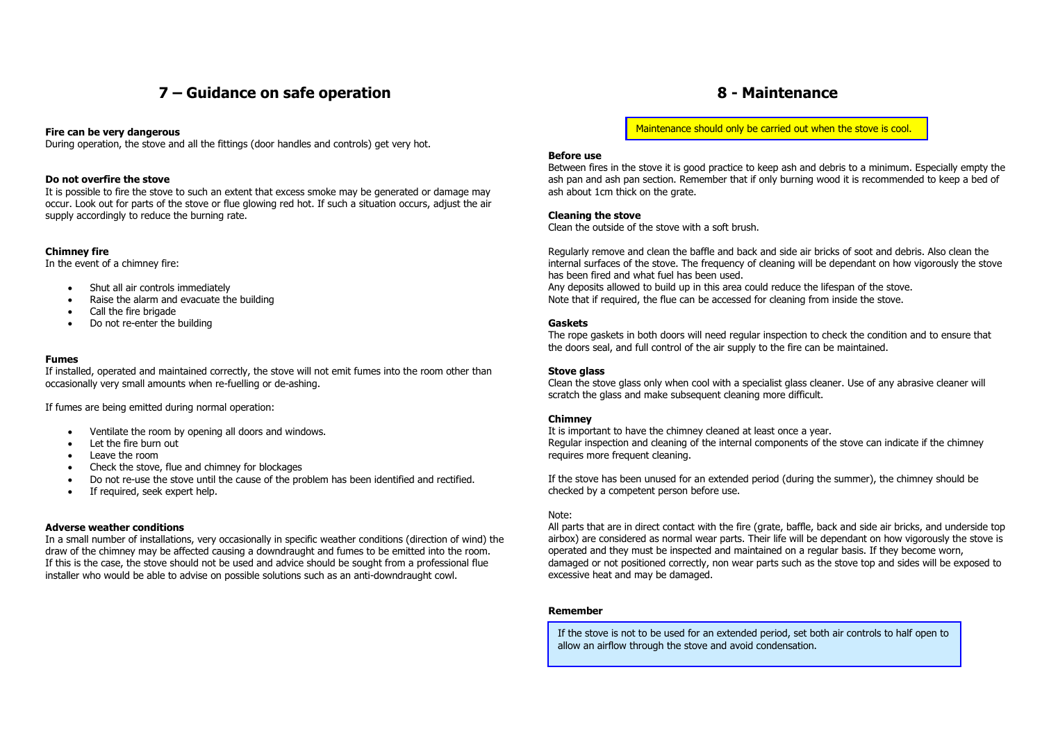# 7 – Guidance on safe operation

**Fire can be very dangerous**

During operation, the stove and all the fittings (door handles and controls) get very hot.

**Do not overfire the stove**

It is possible to fire the stove to such an extent that excess smoke may be generated or damage may occur. Look out for parts of the stove or flue glowing red hot. If such a situation occurs, adjust the air supply accordingly to reduce the burning rate.

**Chimney fire**

In the event of a chimney fire:

- Shut all air controls immediately
- Raise the alarm and evacuate the building
- Call the fire brigade
- Do not re-enter the building

**Fumes**

If installed, operated and maintained correctly, the stove will not emit fumes into the room other than occasionally very small amounts when re-fuelling or de-ashing.

If fumes are being emitted during normal operation:

- Ventilate the room by opening all doors and windows.
- Let the fire burn out
- Leave the room
- Check the stove, flue and chimney for blockages
- Do not re-use the stove until the cause of the problem has been identified and rectified.
- If required, seek expert help.

**Adverse weather conditions**

In a small number of installations, very occasionally in specific weather conditions (direction of wind) the draw of the chimney may be affected causing a downdraught and fumes to be emitted into the room. If this is the case, the stove should not be used and advice should be sought from a professional flue installer who would be able to advise on possible solutions such as an anti-downdraught cowl.

# 8 - Maintenance

Maintenance should only be carried out when the stove is cool.

**Before use**

Between fires in the stove it is good practice to keep ash and debris to a minimum. Especially empty the ash pan and ash pan section. Remember that if only burning wood it is recommended to keep a bed of ash about 1cm thick on the grate.

**Cleaning the stove**

Clean the outside of the stove with a soft brush.

Regularly remove and clean the baffle and back and side air bricks of soot and debris. Also clean the internal surfaces of the stove. The frequency of cleaning will be dependant on how vigorously the stove has been fired and what fuel has been used.
Any deposits allowed to build up in this area could reduce the lifespan of the stove.
Note that if required, the flue can be accessed for cleaning from inside the stove.

**Gaskets**

The rope gaskets in both doors will need regular inspection to check the condition and to ensure that the doors seal, and full control of the air supply to the fire can be maintained.

**Stove glass**

Clean the stove glass only when cool with a specialist glass cleaner. Use of any abrasive cleaner will scratch the glass and make subsequent cleaning more difficult.

**Chimney**

It is important to have the chimney cleaned at least once a year.
Regular inspection and cleaning of the internal components of the stove can indicate if the chimney requires more frequent cleaning.

If the stove has been unused for an extended period (during the summer), the chimney should be checked by a competent person before use.

Note:
All parts that are in direct contact with the fire (grate, baffle, back and side air bricks, and underside top airbox) are considered as normal wear parts. Their life will be dependant on how vigorously the stove is operated and they must be inspected and maintained on a regular basis. If they become worn, damaged or not positioned correctly, non wear parts such as the stove top and sides will be exposed to excessive heat and may be damaged.

**Remember**

If the stove is not to be used for an extended period, set both air controls to half open to allow an airflow through the stove and avoid condensation.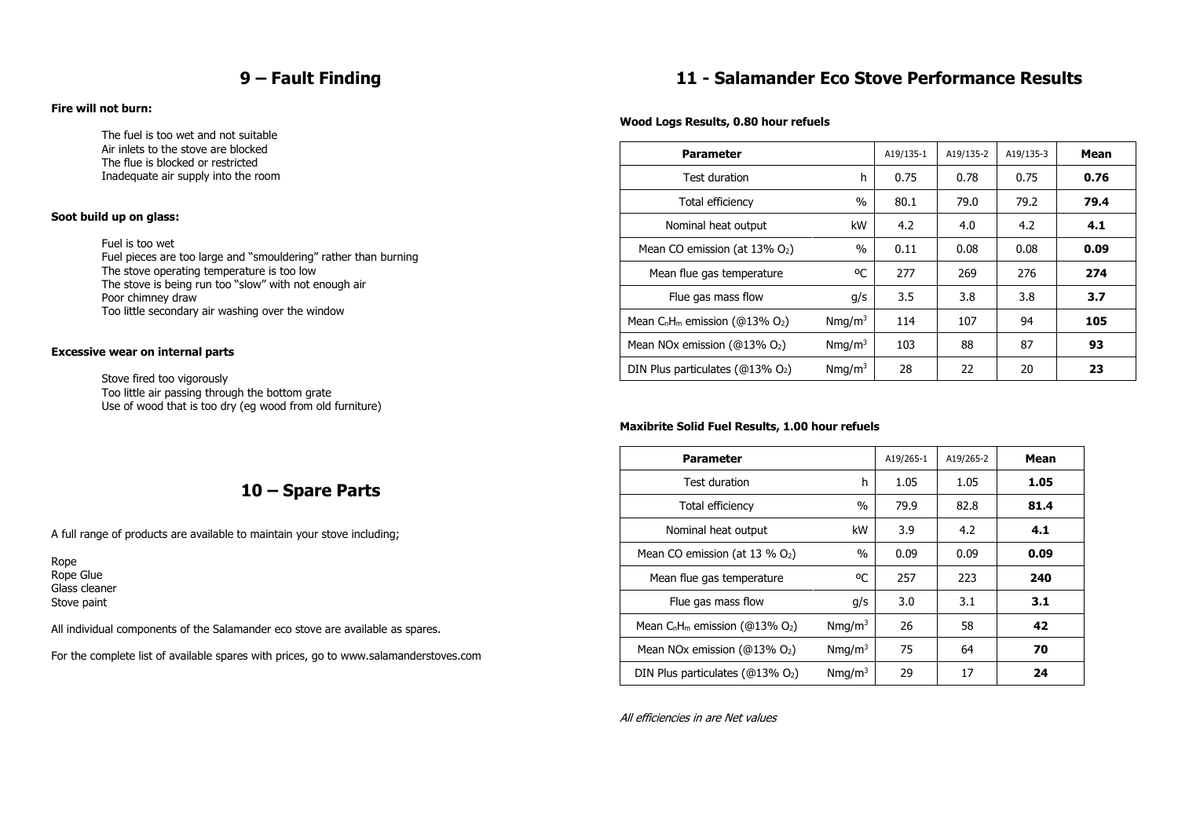## 9 – Fault Finding

**Fire will not burn:**

The fuel is too wet and not suitable
Air inlets to the stove are blocked
The flue is blocked or restricted
Inadequate air supply into the room

**Soot build up on glass:**

Fuel is too wet
Fuel pieces are too large and "smouldering" rather than burning
The stove operating temperature is too low
The stove is being run too "slow" with not enough air
Poor chimney draw
Too little secondary air washing over the window

**Excessive wear on internal parts**

Stove fired too vigorously
Too little air passing through the bottom grate
Use of wood that is too dry (eg wood from old furniture)

## 10 – Spare Parts

A full range of products are available to maintain your stove including;

Rope
Rope Glue
Glass cleaner
Stove paint

All individual components of the Salamander eco stove are available as spares.

For the complete list of available spares with prices, go to www.salamanderstoves.com

## 11 - Salamander Eco Stove Performance Results

**Wood Logs Results, 0.80 hour refuels**

| Parameter | | A19/135-1 | A19/135-2 | A19/135-3 | Mean |
|---|---|---|---|---|---|
| Test duration | h | 0.75 | 0.78 | 0.75 | **0.76** |
| Total efficiency | % | 80.1 | 79.0 | 79.2 | **79.4** |
| Nominal heat output | kW | 4.2 | 4.0 | 4.2 | **4.1** |
| Mean CO emission (at 13% $O_2$) | % | 0.11 | 0.08 | 0.08 | **0.09** |
| Mean flue gas temperature | ºC | 277 | 269 | 276 | **274** |
| Flue gas mass flow | g/s | 3.5 | 3.8 | 3.8 | **3.7** |
| Mean $C_nH_m$ emission (@13% $O_2$) | $Nmg/m^3$ | 114 | 107 | 94 | **105** |
| Mean NOx emission (@13% $O_2$) | $Nmg/m^3$ | 103 | 88 | 87 | **93** |
| DIN Plus particulates (@13% $O_2$) | $Nmg/m^3$ | 28 | 22 | 20 | **23** |

**Maxibrite Solid Fuel Results, 1.00 hour refuels**

| Parameter | | A19/265-1 | A19/265-2 | Mean |
|---|---|---|---|---|
| Test duration | h | 1.05 | 1.05 | **1.05** |
| Total efficiency | % | 79.9 | 82.8 | **81.4** |
| Nominal heat output | kW | 3.9 | 4.2 | **4.1** |
| Mean CO emission (at 13 % $O_2$) | % | 0.09 | 0.09 | **0.09** |
| Mean flue gas temperature | ºC | 257 | 223 | **240** |
| Flue gas mass flow | g/s | 3.0 | 3.1 | **3.1** |
| Mean $C_nH_m$ emission (@13% $O_2$) | $Nmg/m^3$ | 26 | 58 | **42** |
| Mean NOx emission (@13% $O_2$) | $Nmg/m^3$ | 75 | 64 | **70** |
| DIN Plus particulates (@13% $O_2$) | $Nmg/m^3$ | 29 | 17 | **24** |

*All efficiencies in are Net values*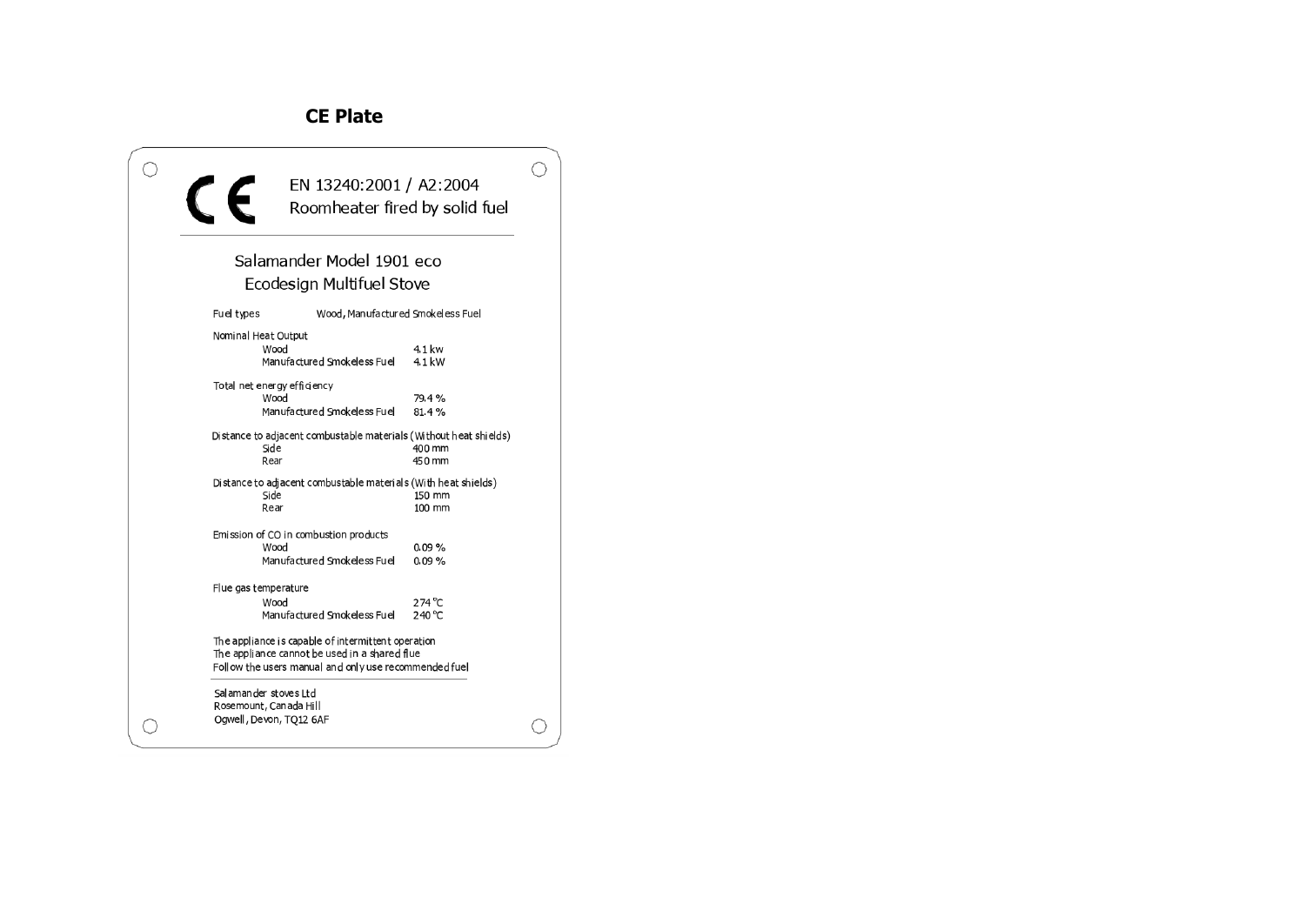## CE Plate

CE

EN 13240:2001 / A2:2004
Roomheater fired by solid fuel

Salamander Model 1901 eco
Ecodesign Multifuel Stove

Fuel types Wood, Manufactured Smokeless Fuel

| | | |
|---|---|---|
| Nominal Heat Output | | |
| | Wood | 4.1 kw |
| | Manufactured Smokeless Fuel | 4.1 kW |
| Total net energy efficiency | | |
| | Wood | 79.4 % |
| | Manufactured Smokeless Fuel | 81.4 % |
| Distance to adjacent combustable materials (Without heat shields) | | |
| | Side | 400 mm |
| | Rear | 450 mm |
| Distance to adjacent combustable materials (With heat shields) | | |
| | Side | 150 mm |
| | Rear | 100 mm |
| Emission of CO in combustion products | | |
| | Wood | 0.09 % |
| | Manufactured Smokeless Fuel | 0.09 % |
| Flue gas temperature | | |
| | Wood | 274 °C |
| | Manufactured Smokeless Fuel | 240 °C |

The appliance is capable of intermittent operation
The appliance cannot be used in a shared flue
Follow the users manual and only use recommended fuel

Salamander stoves Ltd
Rosemount, Canada Hill
Ogwell, Devon, TQ12 6AF